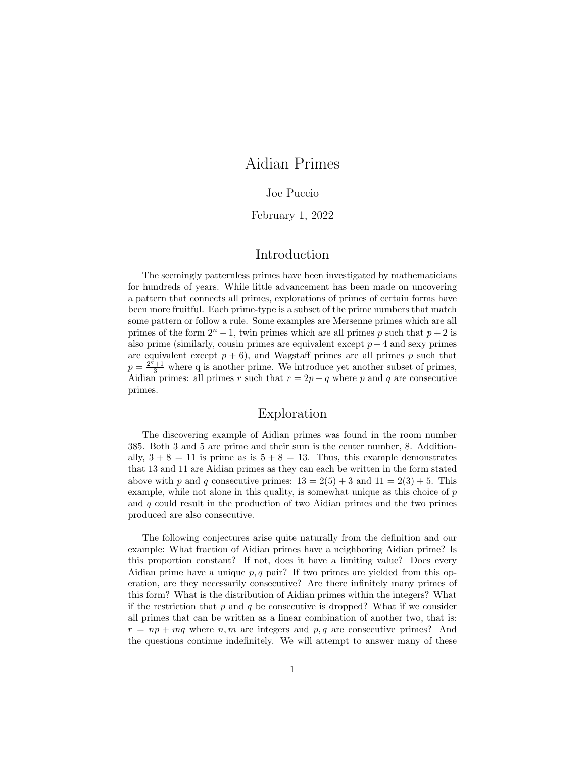# Aidian Primes

Joe Puccio

February 1, 2022

## Introduction

The seemingly patternless primes have been investigated by mathematicians for hundreds of years. While little advancement has been made on uncovering a pattern that connects all primes, explorations of primes of certain forms have been more fruitful. Each prime-type is a subset of the prime numbers that match some pattern or follow a rule. Some examples are Mersenne primes which are all primes of the form $2^n - 1$, twin primes which are all primes $p$ such that $p + 2$ is also prime (similarly, cousin primes are equivalent except $p + 4$ and sexy primes are equivalent except $p + 6$), and Wagstaff primes are all primes $p$ such that $p = \frac{2^q+1}{3}$ where q is another prime. We introduce yet another subset of primes, Aidian primes: all primes $r$ such that $r = 2p + q$ where $p$ and $q$ are consecutive primes.

## Exploration

The discovering example of Aidian primes was found in the room number 385. Both 3 and 5 are prime and their sum is the center number, 8. Additionally, $3 + 8 = 11$ is prime as is $5 + 8 = 13$. Thus, this example demonstrates that 13 and 11 are Aidian primes as they can each be written in the form stated above with $p$ and $q$ consecutive primes: $13 = 2(5) + 3$ and $11 = 2(3) + 5$. This example, while not alone in this quality, is somewhat unique as this choice of $p$ and $q$ could result in the production of two Aidian primes and the two primes produced are also consecutive.

The following conjectures arise quite naturally from the definition and our example: What fraction of Aidian primes have a neighboring Aidian prime? Is this proportion constant? If not, does it have a limiting value? Does every Aidian prime have a unique $p, q$ pair? If two primes are yielded from this operation, are they necessarily consecutive? Are there infinitely many primes of this form? What is the distribution of Aidian primes within the integers? What if the restriction that $p$ and $q$ be consecutive is dropped? What if we consider all primes that can be written as a linear combination of another two, that is: $r = np + mq$ where $n, m$ are integers and $p, q$ are consecutive primes? And the questions continue indefinitely. We will attempt to answer many of these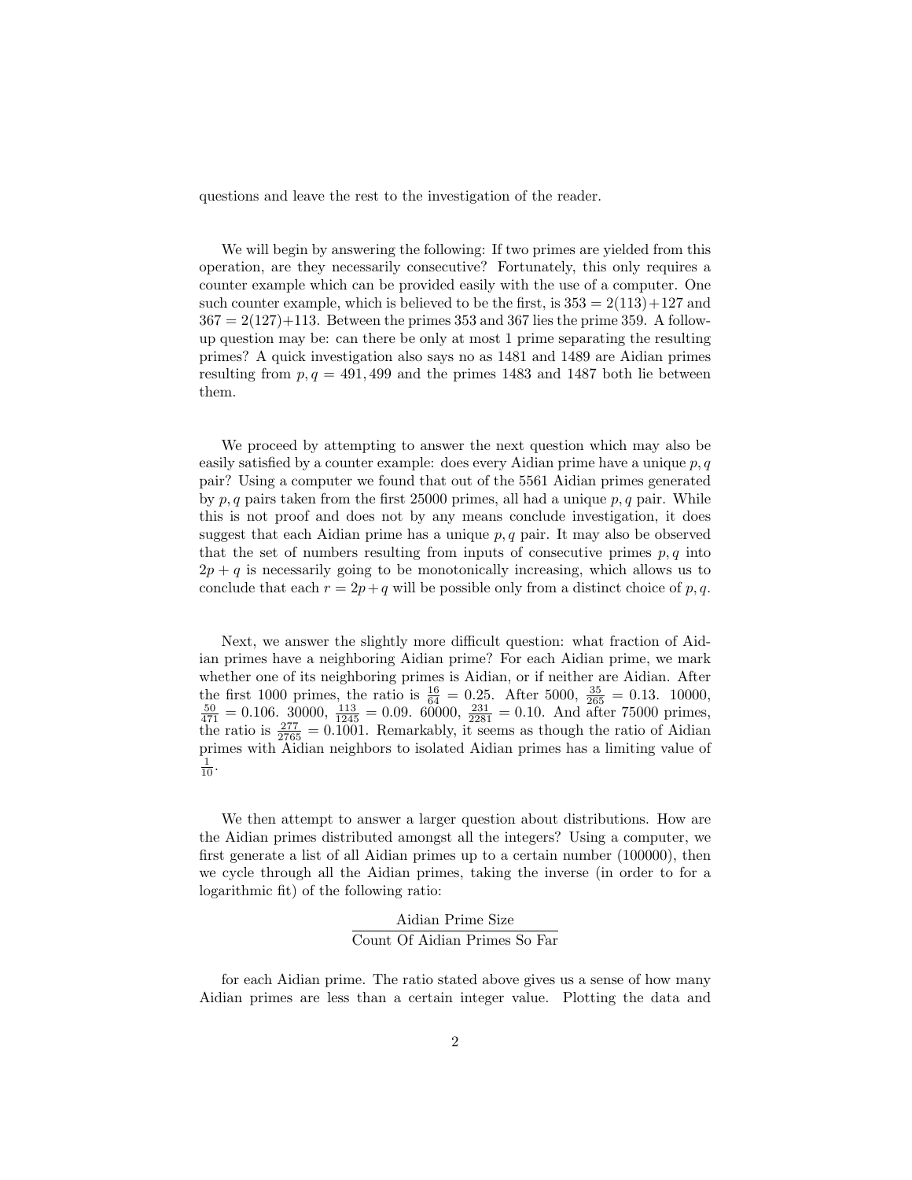questions and leave the rest to the investigation of the reader.

We will begin by answering the following: If two primes are yielded from this operation, are they necessarily consecutive? Fortunately, this only requires a counter example which can be provided easily with the use of a computer. One such counter example, which is believed to be the first, is $353 = 2(113)+127$ and $367 = 2(127)+113$. Between the primes 353 and 367 lies the prime 359. A follow-up question may be: can there be only at most 1 prime separating the resulting primes? A quick investigation also says no as 1481 and 1489 are Aidian primes resulting from $p, q = 491, 499$ and the primes 1483 and 1487 both lie between them.

We proceed by attempting to answer the next question which may also be easily satisfied by a counter example: does every Aidian prime have a unique $p, q$ pair? Using a computer we found that out of the 5561 Aidian primes generated by $p, q$ pairs taken from the first 25000 primes, all had a unique $p, q$ pair. While this is not proof and does not by any means conclude investigation, it does suggest that each Aidian prime has a unique $p, q$ pair. It may also be observed that the set of numbers resulting from inputs of consecutive primes $p, q$ into $2p + q$ is necessarily going to be monotonically increasing, which allows us to conclude that each $r = 2p+q$ will be possible only from a distinct choice of $p, q$.

Next, we answer the slightly more difficult question: what fraction of Aidian primes have a neighboring Aidian prime? For each Aidian prime, we mark whether one of its neighboring primes is Aidian, or if neither are Aidian. After the first 1000 primes, the ratio is $\frac{16}{64} = 0.25$. After 5000, $\frac{35}{265} = 0.13$. 10000, $\frac{50}{471} = 0.106$. 30000, $\frac{113}{1245} = 0.09$. 60000, $\frac{231}{2281} = 0.10$. And after 75000 primes, the ratio is $\frac{277}{2765} = 0.1001$. Remarkably, it seems as though the ratio of Aidian primes with Aidian neighbors to isolated Aidian primes has a limiting value of $\frac{1}{10}$.

We then attempt to answer a larger question about distributions. How are the Aidian primes distributed amongst all the integers? Using a computer, we first generate a list of all Aidian primes up to a certain number (100000), then we cycle through all the Aidian primes, taking the inverse (in order to for a logarithmic fit) of the following ratio:

$$\frac{\text{Aidian Prime Size}}{\text{Count Of Aidian Primes So Far}}$$

for each Aidian prime. The ratio stated above gives us a sense of how many Aidian primes are less than a certain integer value. Plotting the data and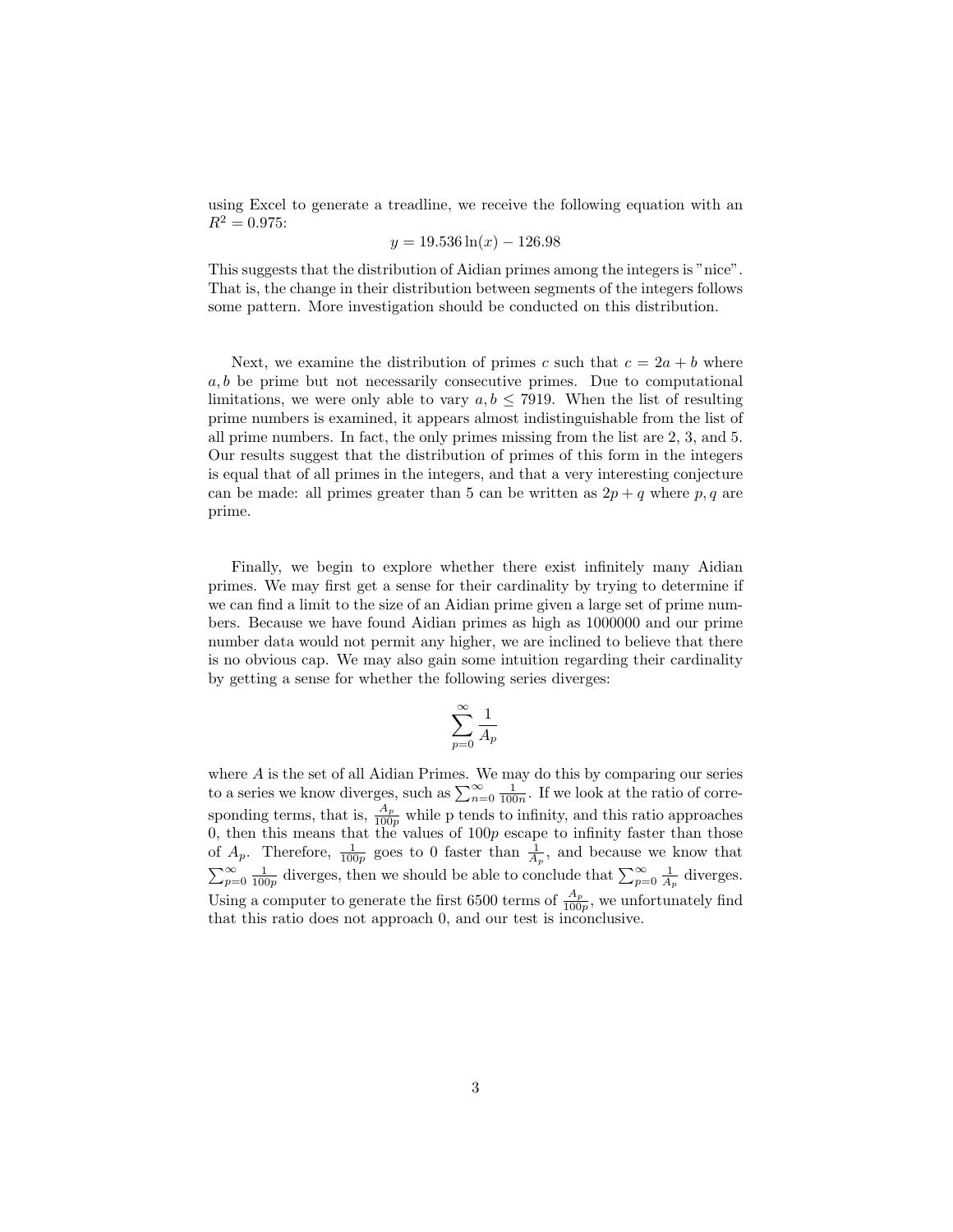using Excel to generate a treadline, we receive the following equation with an $R^2 = 0.975$:

$$y = 19.536 \ln(x) - 126.98$$

This suggests that the distribution of Aidian primes among the integers is "nice". That is, the change in their distribution between segments of the integers follows some pattern. More investigation should be conducted on this distribution.

Next, we examine the distribution of primes $c$ such that $c = 2a + b$ where $a, b$ be prime but not necessarily consecutive primes. Due to computational limitations, we were only able to vary $a, b \leq 7919$. When the list of resulting prime numbers is examined, it appears almost indistinguishable from the list of all prime numbers. In fact, the only primes missing from the list are 2, 3, and 5. Our results suggest that the distribution of primes of this form in the integers is equal that of all primes in the integers, and that a very interesting conjecture can be made: all primes greater than 5 can be written as $2p + q$ where $p, q$ are prime.

Finally, we begin to explore whether there exist infinitely many Aidian primes. We may first get a sense for their cardinality by trying to determine if we can find a limit to the size of an Aidian prime given a large set of prime numbers. Because we have found Aidian primes as high as 1000000 and our prime number data would not permit any higher, we are inclined to believe that there is no obvious cap. We may also gain some intuition regarding their cardinality by getting a sense for whether the following series diverges:

$$\sum_{p=0}^{\infty} \frac{1}{A_p}$$

where $A$ is the set of all Aidian Primes. We may do this by comparing our series to a series we know diverges, such as $\sum_{n=0}^{\infty} \frac{1}{100n}$. If we look at the ratio of corresponding terms, that is, $\frac{A_p}{100p}$ while p tends to infinity, and this ratio approaches 0, then this means that the values of $100p$ escape to infinity faster than those of $A_p$. Therefore, $\frac{1}{100p}$ goes to 0 faster than $\frac{1}{A_p}$, and because we know that $\sum_{p=0}^{\infty} \frac{1}{100p}$ diverges, then we should be able to conclude that $\sum_{p=0}^{\infty} \frac{1}{A_p}$ diverges. Using a computer to generate the first 6500 terms of $\frac{A_p}{100p}$, we unfortunately find that this ratio does not approach 0, and our test is inconclusive.